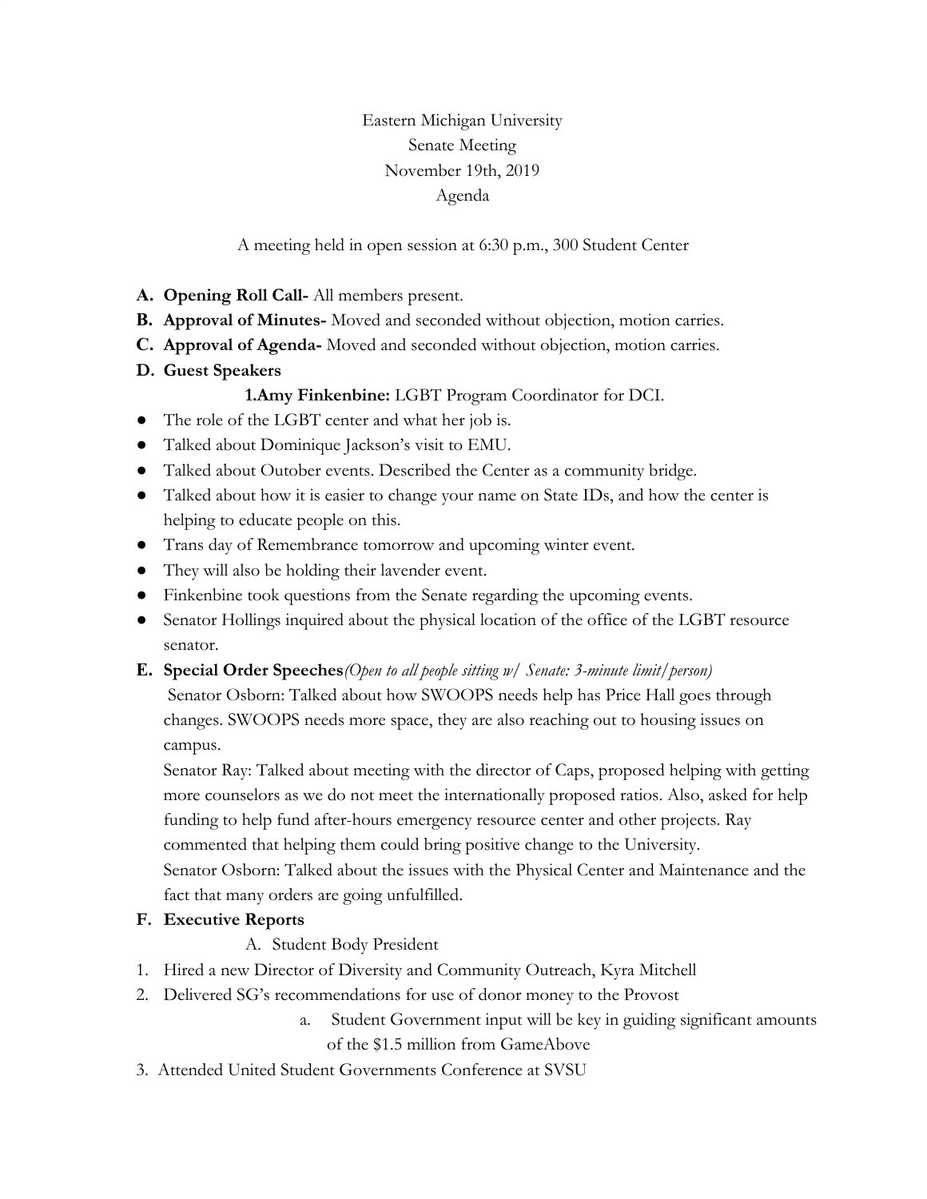Eastern Michigan University
Senate Meeting
November 19th, 2019
Agenda

A meeting held in open session at 6:30 p.m., 300 Student Center

**A. Opening Roll Call-** All members present.

**B. Approval of Minutes-** Moved and seconded without objection, motion carries.

**C. Approval of Agenda-** Moved and seconded without objection, motion carries.

**D. Guest Speakers**

**1.Amy Finkenbine:** LGBT Program Coordinator for DCI.

- The role of the LGBT center and what her job is.
- Talked about Dominique Jackson's visit to EMU.
- Talked about Outober events. Described the Center as a community bridge.
- Talked about how it is easier to change your name on State IDs, and how the center is helping to educate people on this.
- Trans day of Remembrance tomorrow and upcoming winter event.
- They will also be holding their lavender event.
- Finkenbine took questions from the Senate regarding the upcoming events.
- Senator Hollings inquired about the physical location of the office of the LGBT resource senator.

**E. Special Order Speeches***(Open to all people sitting w/ Senate: 3-minute limit/person)*

Senator Osborn: Talked about how SWOOPS needs help has Price Hall goes through changes. SWOOPS needs more space, they are also reaching out to housing issues on campus.

Senator Ray: Talked about meeting with the director of Caps, proposed helping with getting more counselors as we do not meet the internationally proposed ratios. Also, asked for help funding to help fund after-hours emergency resource center and other projects. Ray commented that helping them could bring positive change to the University.

Senator Osborn: Talked about the issues with the Physical Center and Maintenance and the fact that many orders are going unfulfilled.

**F. Executive Reports**

A. Student Body President

1. Hired a new Director of Diversity and Community Outreach, Kyra Mitchell
2. Delivered SG's recommendations for use of donor money to the Provost
    a. Student Government input will be key in guiding significant amounts of the $1.5 million from GameAbove
3. Attended United Student Governments Conference at SVSU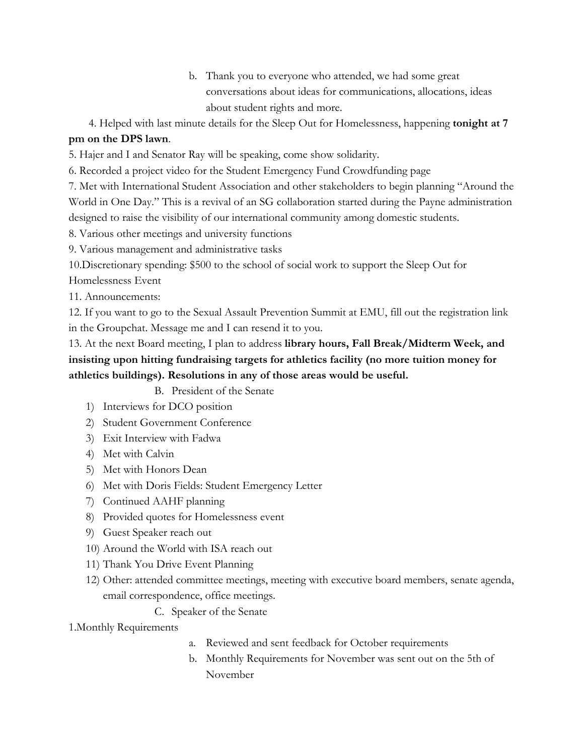b. Thank you to everyone who attended, we had some great conversations about ideas for communications, allocations, ideas about student rights and more.

4. Helped with last minute details for the Sleep Out for Homelessness, happening **tonight at 7 pm on the DPS lawn**.

5. Hajer and I and Senator Ray will be speaking, come show solidarity.

6. Recorded a project video for the Student Emergency Fund Crowdfunding page

7. Met with International Student Association and other stakeholders to begin planning "Around the World in One Day." This is a revival of an SG collaboration started during the Payne administration designed to raise the visibility of our international community among domestic students.

8. Various other meetings and university functions

9. Various management and administrative tasks

10.Discretionary spending: $500 to the school of social work to support the Sleep Out for Homelessness Event

11. Announcements:

12. If you want to go to the Sexual Assault Prevention Summit at EMU, fill out the registration link in the Groupchat. Message me and I can resend it to you.

13. At the next Board meeting, I plan to address **library hours, Fall Break/Midterm Week, and insisting upon hitting fundraising targets for athletics facility (no more tuition money for athletics buildings). Resolutions in any of those areas would be useful.**

B. President of the Senate

1) Interviews for DCO position
2) Student Government Conference
3) Exit Interview with Fadwa
4) Met with Calvin
5) Met with Honors Dean
6) Met with Doris Fields: Student Emergency Letter
7) Continued AAHF planning
8) Provided quotes for Homelessness event
9) Guest Speaker reach out
10) Around the World with ISA reach out
11) Thank You Drive Event Planning
12) Other: attended committee meetings, meeting with executive board members, senate agenda, email correspondence, office meetings.

C. Speaker of the Senate

1.Monthly Requirements

a. Reviewed and sent feedback for October requirements

b. Monthly Requirements for November was sent out on the 5th of November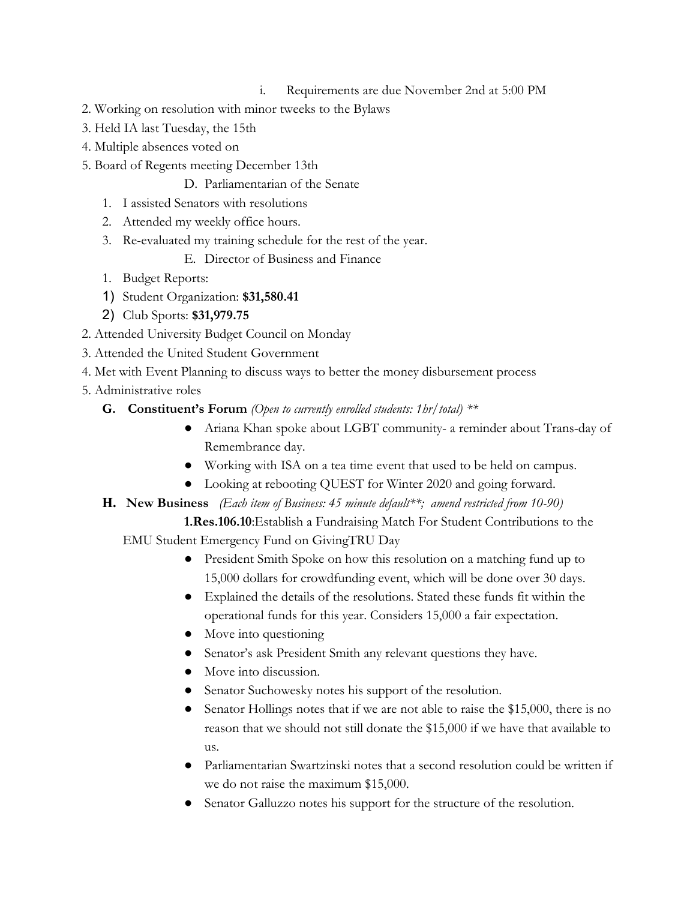i. Requirements are due November 2nd at 5:00 PM

2. Working on resolution with minor tweeks to the Bylaws
3. Held IA last Tuesday, the 15th
4. Multiple absences voted on
5. Board of Regents meeting December 13th

D. Parliamentarian of the Senate

1. I assisted Senators with resolutions
2. Attended my weekly office hours.
3. Re-evaluated my training schedule for the rest of the year.

E. Director of Business and Finance

1. Budget Reports:
   1) Student Organization: **$31,580.41**
   2) Club Sports: **$31,979.75**
2. Attended University Budget Council on Monday
3. Attended the United Student Government
4. Met with Event Planning to discuss ways to better the money disbursement process
5. Administrative roles

**G. Constituent's Forum** *(Open to currently enrolled students: 1hr/total) \*\**

- Ariana Khan spoke about LGBT community- a reminder about Trans-day of Remembrance day.
- Working with ISA on a tea time event that used to be held on campus.
- Looking at rebooting QUEST for Winter 2020 and going forward.

**H. New Business** *(Each item of Business: 45 minute default\*\*; amend restricted from 10-90)*

**1.Res.106.10**:Establish a Fundraising Match For Student Contributions to the EMU Student Emergency Fund on GivingTRU Day

- President Smith Spoke on how this resolution on a matching fund up to 15,000 dollars for crowdfunding event, which will be done over 30 days.
- Explained the details of the resolutions. Stated these funds fit within the operational funds for this year. Considers 15,000 a fair expectation.
- Move into questioning
- Senator's ask President Smith any relevant questions they have.
- Move into discussion.
- Senator Suchowesky notes his support of the resolution.
- Senator Hollings notes that if we are not able to raise the $15,000, there is no reason that we should not still donate the $15,000 if we have that available to us.
- Parliamentarian Swartzinski notes that a second resolution could be written if we do not raise the maximum $15,000.
- Senator Galluzzo notes his support for the structure of the resolution.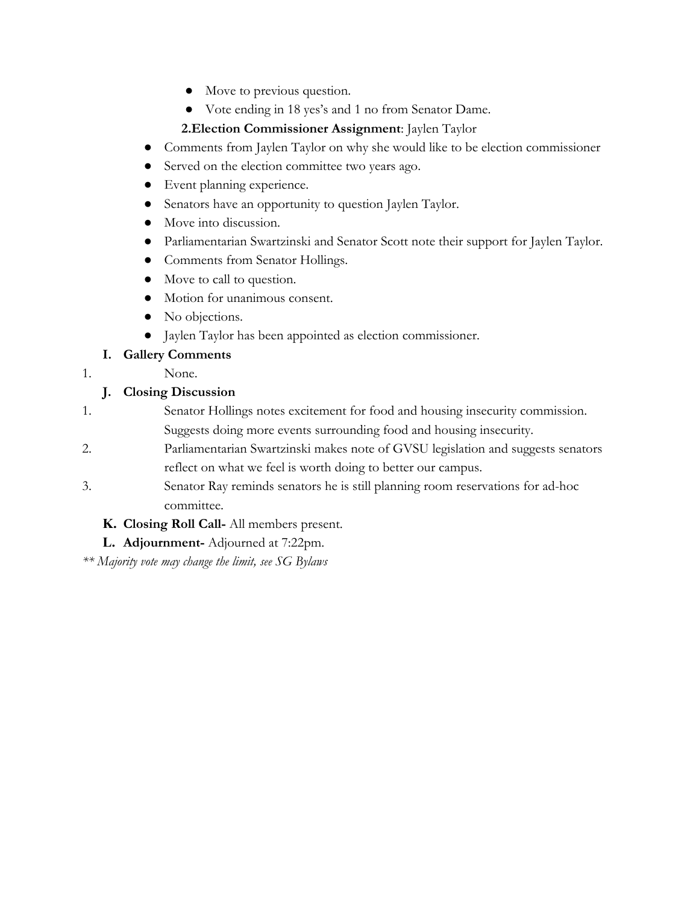- Move to previous question.
- Vote ending in 18 yes's and 1 no from Senator Dame.

**2.Election Commissioner Assignment**: Jaylen Taylor

- Comments from Jaylen Taylor on why she would like to be election commissioner
- Served on the election committee two years ago.
- Event planning experience.
- Senators have an opportunity to question Jaylen Taylor.
- Move into discussion.
- Parliamentarian Swartzinski and Senator Scott note their support for Jaylen Taylor.
- Comments from Senator Hollings.
- Move to call to question.
- Motion for unanimous consent.
- No objections.
- Jaylen Taylor has been appointed as election commissioner.

**I. Gallery Comments**

1. None.

**J. Closing Discussion**

1. Senator Hollings notes excitement for food and housing insecurity commission. Suggests doing more events surrounding food and housing insecurity.
2. Parliamentarian Swartzinski makes note of GVSU legislation and suggests senators reflect on what we feel is worth doing to better our campus.
3. Senator Ray reminds senators he is still planning room reservations for ad-hoc committee.

**K. Closing Roll Call-** All members present.

**L. Adjournment-** Adjourned at 7:22pm.

*** Majority vote may change the limit, see SG Bylaws*